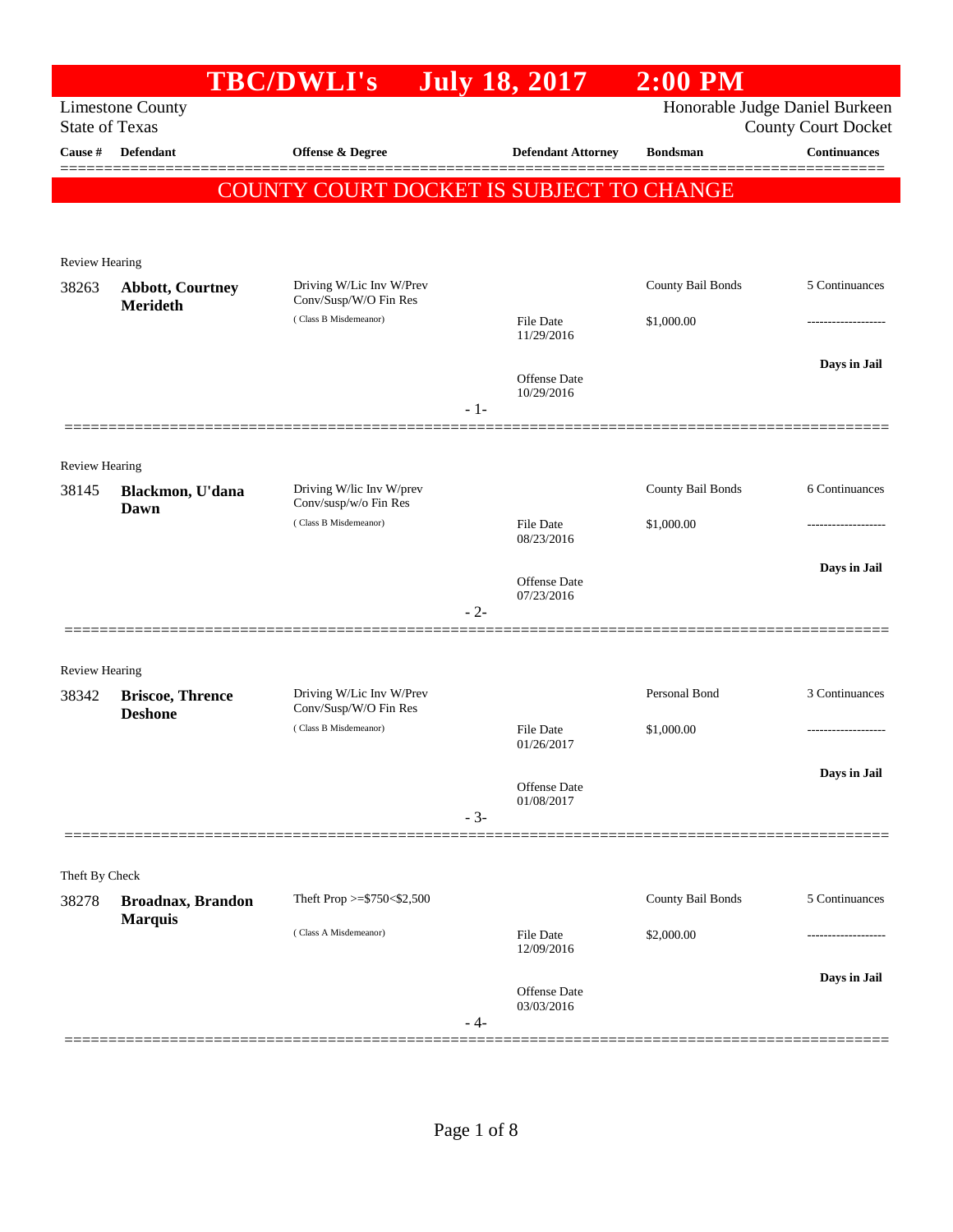# TBC/DWLI's July 18, 2017 2:00 PM

Limestone County
State of Texas

Honorable Judge Daniel Burkeen
County Court Docket

| Cause # | Defendant | Offense & Degree | Defendant Attorney | Bondsman | Continuances |
|---|---|---|---|---|---|

## COUNTY COURT DOCKET IS SUBJECT TO CHANGE

Review Hearing

| Cause # | Defendant | Offense & Degree | Defendant Attorney | Bondsman | Continuances |
|---|---|---|---|---|---|
| 38263 | **Abbott, Courtney Merideth** | Driving W/Lic Inv W/Prev Conv/Susp/W/O Fin Res ( Class B Misdemeanor) | File Date 11/29/2016 | County Bail Bonds $1,000.00 | 5 Continuances |
| | | | Offense Date 10/29/2016 | | **Days in Jail** |

- 1-

Review Hearing

| Cause # | Defendant | Offense & Degree | Defendant Attorney | Bondsman | Continuances |
|---|---|---|---|---|---|
| 38145 | **Blackmon, U'dana Dawn** | Driving W/lic Inv W/prev Conv/susp/w/o Fin Res ( Class B Misdemeanor) | File Date 08/23/2016 | County Bail Bonds $1,000.00 | 6 Continuances |
| | | | Offense Date 07/23/2016 | | **Days in Jail** |

- 2-

Review Hearing

| Cause # | Defendant | Offense & Degree | Defendant Attorney | Bondsman | Continuances |
|---|---|---|---|---|---|
| 38342 | **Briscoe, Thrence Deshone** | Driving W/Lic Inv W/Prev Conv/Susp/W/O Fin Res ( Class B Misdemeanor) | File Date 01/26/2017 | Personal Bond $1,000.00 | 3 Continuances |
| | | | Offense Date 01/08/2017 | | **Days in Jail** |

- 3-

Theft By Check

| Cause # | Defendant | Offense & Degree | Defendant Attorney | Bondsman | Continuances |
|---|---|---|---|---|---|
| 38278 | **Broadnax, Brandon Marquis** | Theft Prop >=$750<$2,500 ( Class A Misdemeanor) | File Date 12/09/2016 | County Bail Bonds $2,000.00 | 5 Continuances |
| | | | Offense Date 03/03/2016 | | **Days in Jail** |

- 4-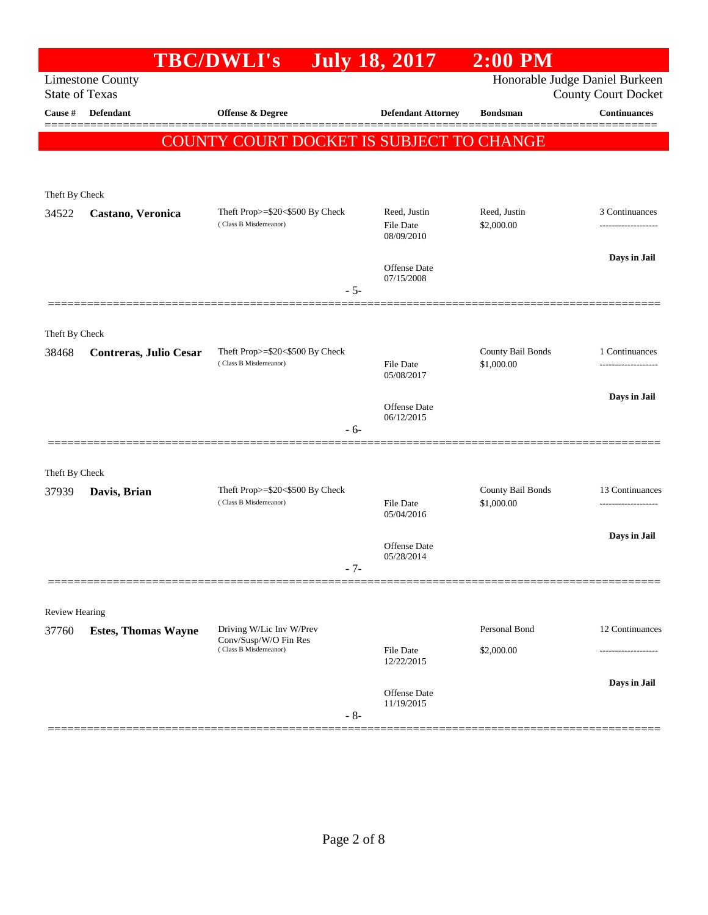# TBC/DWLI's July 18, 2017 2:00 PM

Limestone County
State of Texas

Honorable Judge Daniel Burkeen
County Court Docket

| Cause # | Defendant | Offense & Degree | Defendant Attorney | Bondsman | Continuances |
|---|---|---|---|---|---|

**COUNTY COURT DOCKET IS SUBJECT TO CHANGE**

Theft By Check

| Cause # | Defendant | Offense & Degree | Defendant Attorney | Bondsman | Continuances |
|---|---|---|---|---|---|
| 34522 | **Castano, Veronica** | Theft Prop>=$20<$500 By Check (Class B Misdemeanor) | Reed, Justin<br>File Date 08/09/2010<br>Offense Date 07/15/2008 | Reed, Justin<br>$2,000.00 | 3 Continuances<br>-------------------<br>**Days in Jail** |

- 5-

Theft By Check

| Cause # | Defendant | Offense & Degree | Defendant Attorney | Bondsman | Continuances |
|---|---|---|---|---|---|
| 38468 | **Contreras, Julio Cesar** | Theft Prop>=$20<$500 By Check (Class B Misdemeanor) | File Date 05/08/2017<br>Offense Date 06/12/2015 | County Bail Bonds<br>$1,000.00 | 1 Continuances<br>-------------------<br>**Days in Jail** |

- 6-

Theft By Check

| Cause # | Defendant | Offense & Degree | Defendant Attorney | Bondsman | Continuances |
|---|---|---|---|---|---|
| 37939 | **Davis, Brian** | Theft Prop>=$20<$500 By Check (Class B Misdemeanor) | File Date 05/04/2016<br>Offense Date 05/28/2014 | County Bail Bonds<br>$1,000.00 | 13 Continuances<br>-------------------<br>**Days in Jail** |

- 7-

Review Hearing

| Cause # | Defendant | Offense & Degree | Defendant Attorney | Bondsman | Continuances |
|---|---|---|---|---|---|
| 37760 | **Estes, Thomas Wayne** | Driving W/Lic Inv W/Prev Conv/Susp/W/O Fin Res (Class B Misdemeanor) | File Date 12/22/2015<br>Offense Date 11/19/2015 | Personal Bond<br>$2,000.00 | 12 Continuances<br>-------------------<br>**Days in Jail** |

- 8-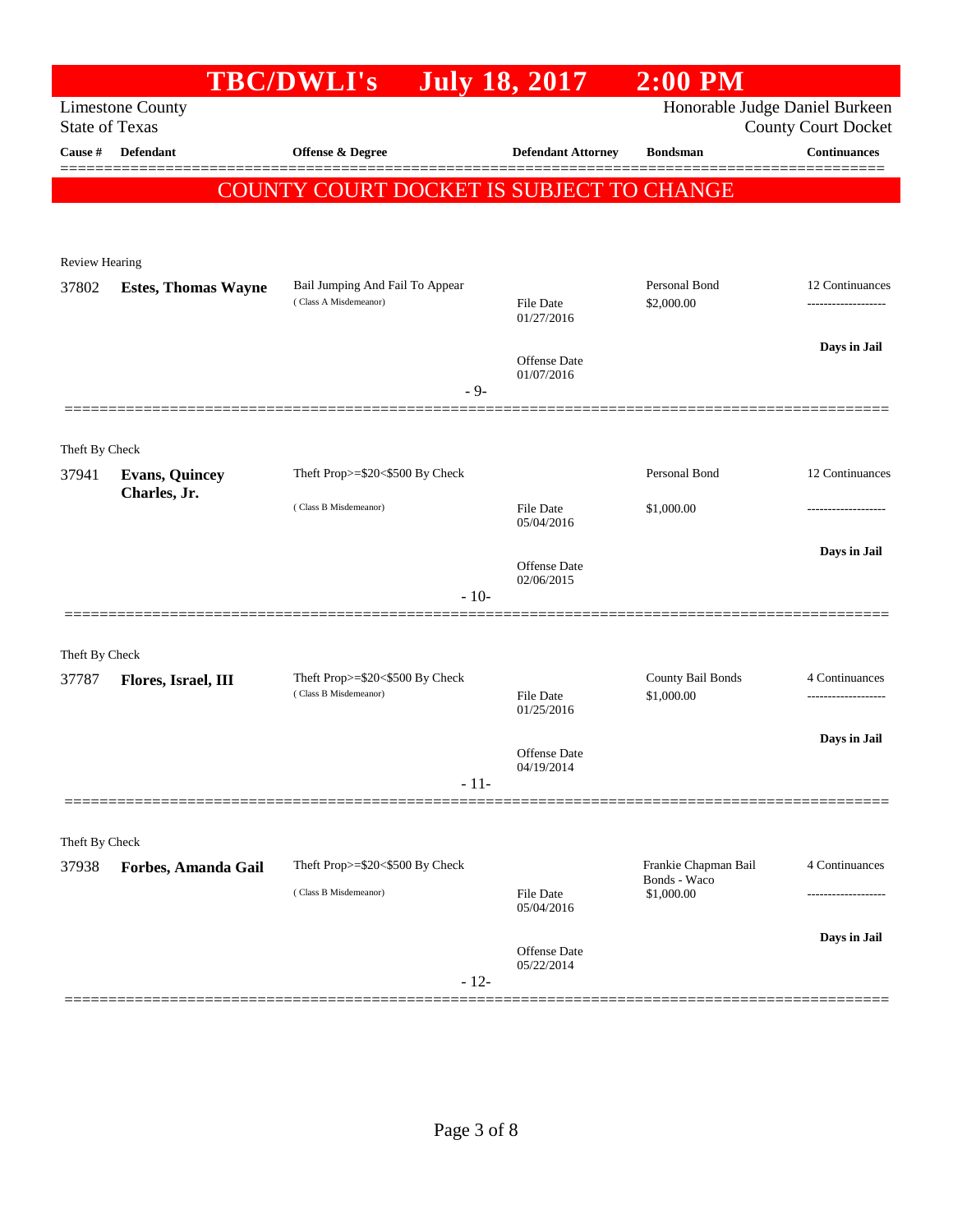# TBC/DWLI's July 18, 2017 2:00 PM

Limestone County
State of Texas

Honorable Judge Daniel Burkeen
County Court Docket

| Cause # | Defendant | Offense & Degree | Defendant Attorney | Bondsman | Continuances |
|---|---|---|---|---|---|

COUNTY COURT DOCKET IS SUBJECT TO CHANGE

Review Hearing

| 37802 | Estes, Thomas Wayne | Bail Jumping And Fail To Appear (Class A Misdemeanor) | File Date 01/27/2016 | Personal Bond $2,000.00 | 12 Continuances |
|---|---|---|---|---|---|
| | | | Offense Date 01/07/2016 | | Days in Jail |

- 9-

Theft By Check

| 37941 | Evans, Quincey Charles, Jr. | Theft Prop>=$20<$500 By Check (Class B Misdemeanor) | File Date 05/04/2016 | Personal Bond $1,000.00 | 12 Continuances |
|---|---|---|---|---|---|
| | | | Offense Date 02/06/2015 | | Days in Jail |

- 10-

Theft By Check

| 37787 | Flores, Israel, III | Theft Prop>=$20<$500 By Check (Class B Misdemeanor) | File Date 01/25/2016 | County Bail Bonds $1,000.00 | 4 Continuances |
|---|---|---|---|---|---|
| | | | Offense Date 04/19/2014 | | Days in Jail |

- 11-

Theft By Check

| 37938 | Forbes, Amanda Gail | Theft Prop>=$20<$500 By Check (Class B Misdemeanor) | File Date 05/04/2016 | Frankie Chapman Bail Bonds - Waco $1,000.00 | 4 Continuances |
|---|---|---|---|---|---|
| | | | Offense Date 05/22/2014 | | Days in Jail |

- 12-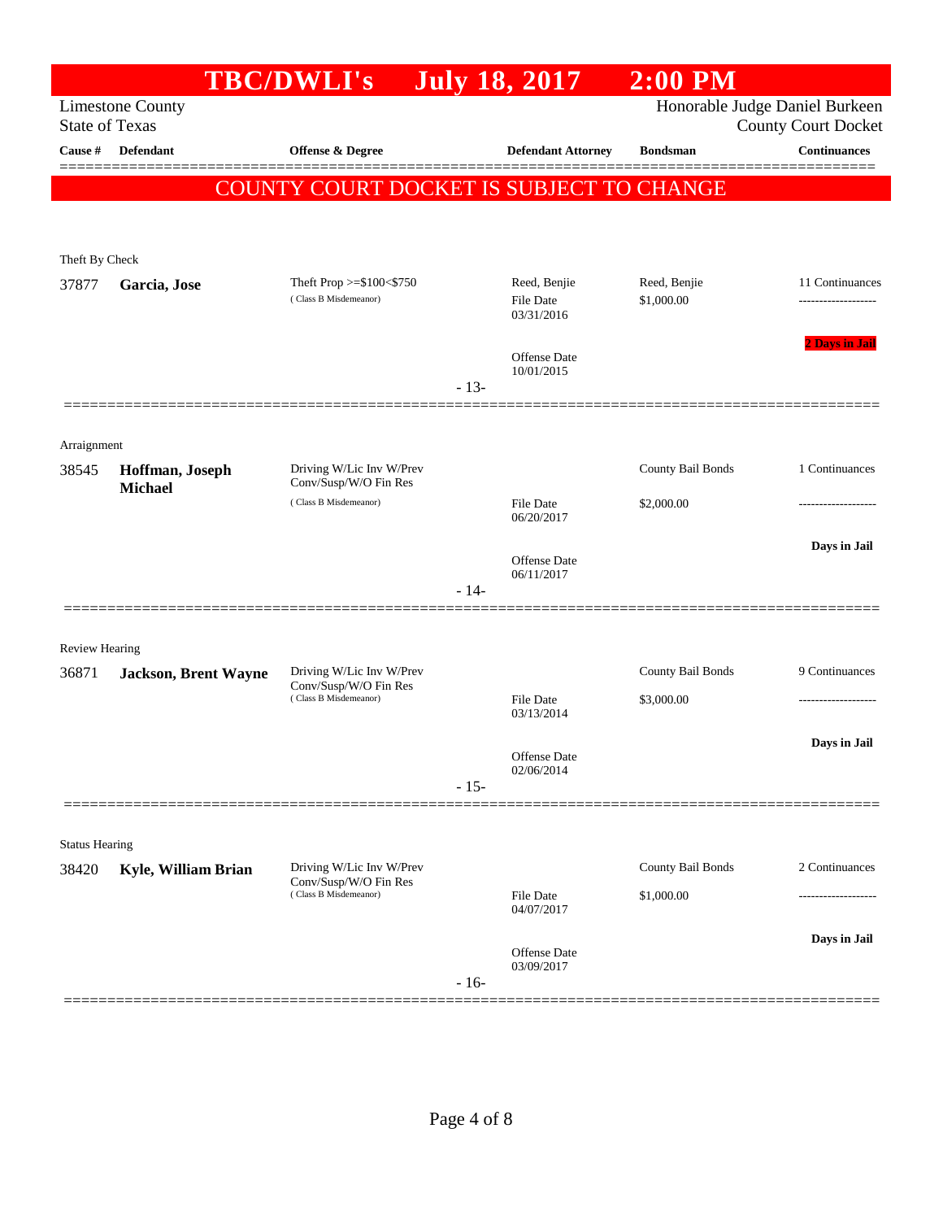# TBC/DWLI's July 18, 2017 2:00 PM

Limestone County
State of Texas

Honorable Judge Daniel Burkeen
County Court Docket

| Cause # | Defendant | Offense & Degree | Defendant Attorney | Bondsman | Continuances |
|---|---|---|---|---|---|

**COUNTY COURT DOCKET IS SUBJECT TO CHANGE**

Theft By Check

| Cause # | Defendant | Offense & Degree | Defendant Attorney | Bondsman | Continuances |
|---|---|---|---|---|---|
| 37877 | **Garcia, Jose** | Theft Prop >=$100<$750 (Class B Misdemeanor) | Reed, Benjie<br>File Date 03/31/2016<br>Offense Date 10/01/2015 | Reed, Benjie<br>$1,000.00 | 11 Continuances<br>-------------------<br>**2 Days in Jail** |

- 13-

Arraignment

| Cause # | Defendant | Offense & Degree | Defendant Attorney | Bondsman | Continuances |
|---|---|---|---|---|---|
| 38545 | **Hoffman, Joseph Michael** | Driving W/Lic Inv W/Prev Conv/Susp/W/O Fin Res (Class B Misdemeanor) | File Date 06/20/2017<br>Offense Date 06/11/2017 | County Bail Bonds<br>$2,000.00 | 1 Continuances<br>-------------------<br>**Days in Jail** |

- 14-

Review Hearing

| Cause # | Defendant | Offense & Degree | Defendant Attorney | Bondsman | Continuances |
|---|---|---|---|---|---|
| 36871 | **Jackson, Brent Wayne** | Driving W/Lic Inv W/Prev Conv/Susp/W/O Fin Res (Class B Misdemeanor) | File Date 03/13/2014<br>Offense Date 02/06/2014 | County Bail Bonds<br>$3,000.00 | 9 Continuances<br>-------------------<br>**Days in Jail** |

- 15-

Status Hearing

| Cause # | Defendant | Offense & Degree | Defendant Attorney | Bondsman | Continuances |
|---|---|---|---|---|---|
| 38420 | **Kyle, William Brian** | Driving W/Lic Inv W/Prev Conv/Susp/W/O Fin Res (Class B Misdemeanor) | File Date 04/07/2017<br>Offense Date 03/09/2017 | County Bail Bonds<br>$1,000.00 | 2 Continuances<br>-------------------<br>**Days in Jail** |

- 16-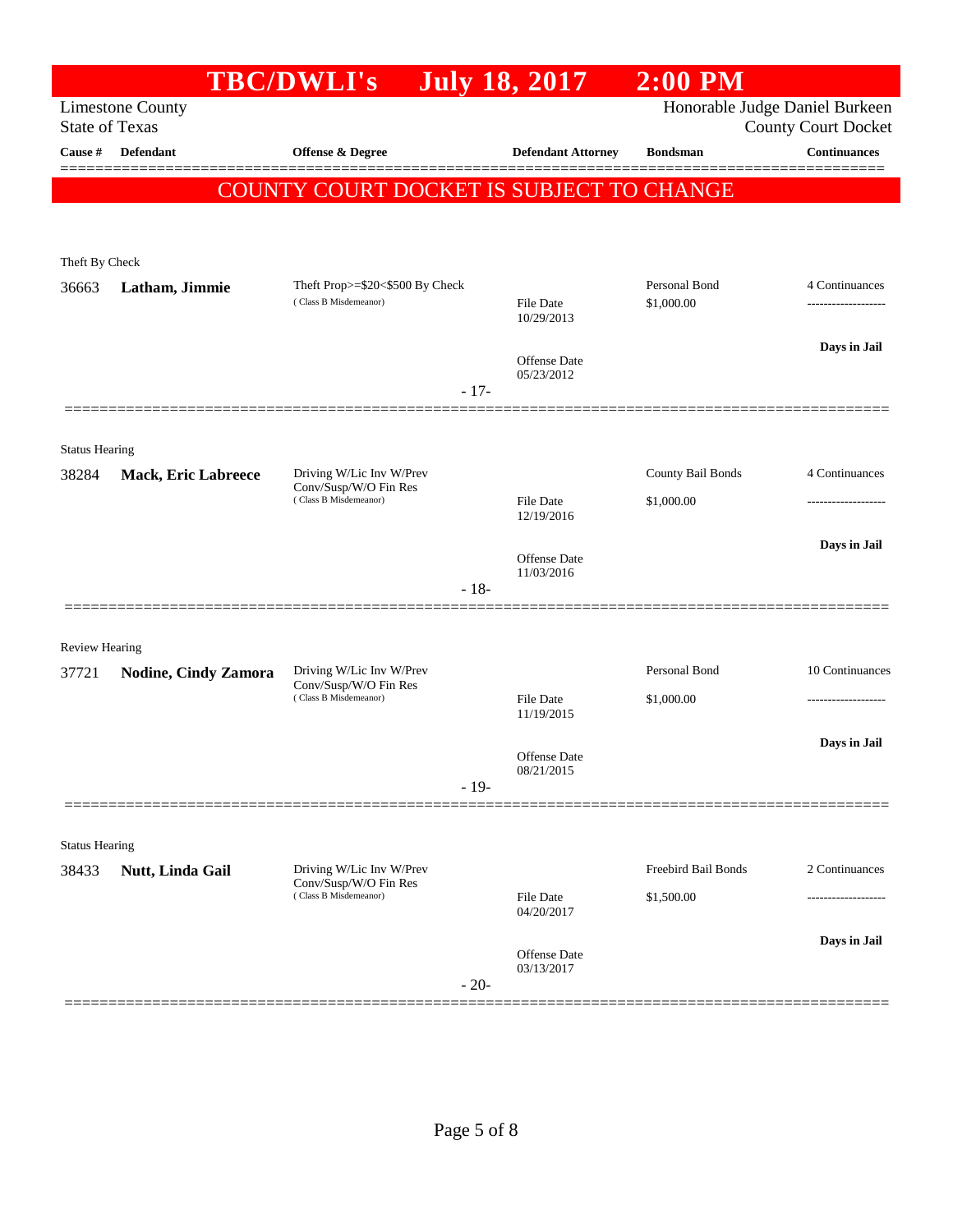# TBC/DWLI's July 18, 2017 2:00 PM

Limestone County
State of Texas

Honorable Judge Daniel Burkeen
County Court Docket

| Cause # | Defendant | Offense & Degree | Defendant Attorney | Bondsman | Continuances |
|---|---|---|---|---|---|

**COUNTY COURT DOCKET IS SUBJECT TO CHANGE**

Theft By Check

| Cause # | Defendant | Offense & Degree | Defendant Attorney | Bondsman | Continuances |
|---|---|---|---|---|---|
| 36663 | **Latham, Jimmie** | Theft Prop>=$20<$500 By Check (Class B Misdemeanor) | File Date 10/29/2013<br>Offense Date 05/23/2012 | Personal Bond<br>$1,000.00 | 4 Continuances<br>-------------------<br>**Days in Jail** |

- 17-

Status Hearing

| Cause # | Defendant | Offense & Degree | Defendant Attorney | Bondsman | Continuances |
|---|---|---|---|---|---|
| 38284 | **Mack, Eric Labreece** | Driving W/Lic Inv W/Prev Conv/Susp/W/O Fin Res (Class B Misdemeanor) | File Date 12/19/2016<br>Offense Date 11/03/2016 | County Bail Bonds<br>$1,000.00 | 4 Continuances<br>-------------------<br>**Days in Jail** |

- 18-

Review Hearing

| Cause # | Defendant | Offense & Degree | Defendant Attorney | Bondsman | Continuances |
|---|---|---|---|---|---|
| 37721 | **Nodine, Cindy Zamora** | Driving W/Lic Inv W/Prev Conv/Susp/W/O Fin Res (Class B Misdemeanor) | File Date 11/19/2015<br>Offense Date 08/21/2015 | Personal Bond<br>$1,000.00 | 10 Continuances<br>-------------------<br>**Days in Jail** |

- 19-

Status Hearing

| Cause # | Defendant | Offense & Degree | Defendant Attorney | Bondsman | Continuances |
|---|---|---|---|---|---|
| 38433 | **Nutt, Linda Gail** | Driving W/Lic Inv W/Prev Conv/Susp/W/O Fin Res (Class B Misdemeanor) | File Date 04/20/2017<br>Offense Date 03/13/2017 | Freebird Bail Bonds<br>$1,500.00 | 2 Continuances<br>-------------------<br>**Days in Jail** |

- 20-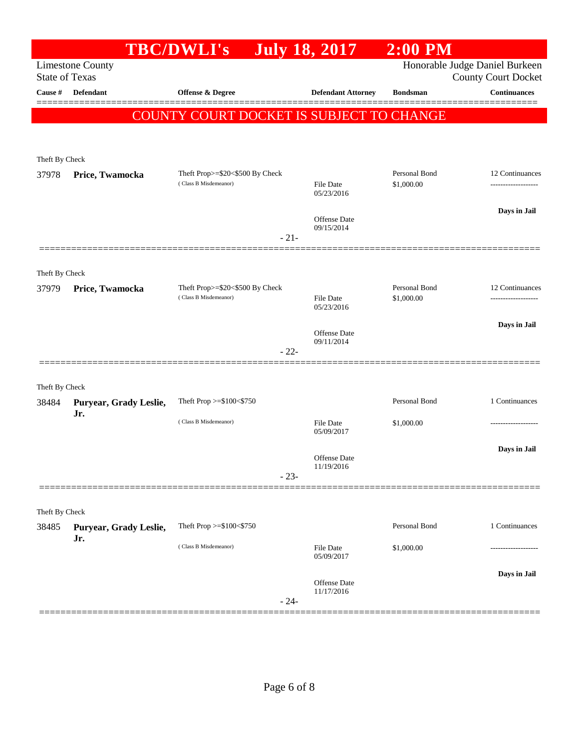# TBC/DWLI's July 18, 2017 2:00 PM

Limestone County
State of Texas

Honorable Judge Daniel Burkeen
County Court Docket

| Cause # | Defendant | Offense & Degree | Defendant Attorney | Bondsman | Continuances |
|---|---|---|---|---|---|

**COUNTY COURT DOCKET IS SUBJECT TO CHANGE**

Theft By Check

| Cause # | Defendant | Offense & Degree | Defendant Attorney | Bondsman | Continuances |
|---|---|---|---|---|---|
| 37978 | **Price, Twamocka** | Theft Prop>=$20<$500 By Check (Class B Misdemeanor) | File Date 05/23/2016<br>Offense Date 09/15/2014 | Personal Bond $1,000.00 | 12 Continuances<br>**Days in Jail** |

-21-

Theft By Check

| Cause # | Defendant | Offense & Degree | Defendant Attorney | Bondsman | Continuances |
|---|---|---|---|---|---|
| 37979 | **Price, Twamocka** | Theft Prop>=$20<$500 By Check (Class B Misdemeanor) | File Date 05/23/2016<br>Offense Date 09/11/2014 | Personal Bond $1,000.00 | 12 Continuances<br>**Days in Jail** |

-22-

Theft By Check

| Cause # | Defendant | Offense & Degree | Defendant Attorney | Bondsman | Continuances |
|---|---|---|---|---|---|
| 38484 | **Puryear, Grady Leslie, Jr.** | Theft Prop >=$100<$750 (Class B Misdemeanor) | File Date 05/09/2017<br>Offense Date 11/19/2016 | Personal Bond $1,000.00 | 1 Continuances<br>**Days in Jail** |

-23-

Theft By Check

| Cause # | Defendant | Offense & Degree | Defendant Attorney | Bondsman | Continuances |
|---|---|---|---|---|---|
| 38485 | **Puryear, Grady Leslie, Jr.** | Theft Prop >=$100<$750 (Class B Misdemeanor) | File Date 05/09/2017<br>Offense Date 11/17/2016 | Personal Bond $1,000.00 | 1 Continuances<br>**Days in Jail** |

-24-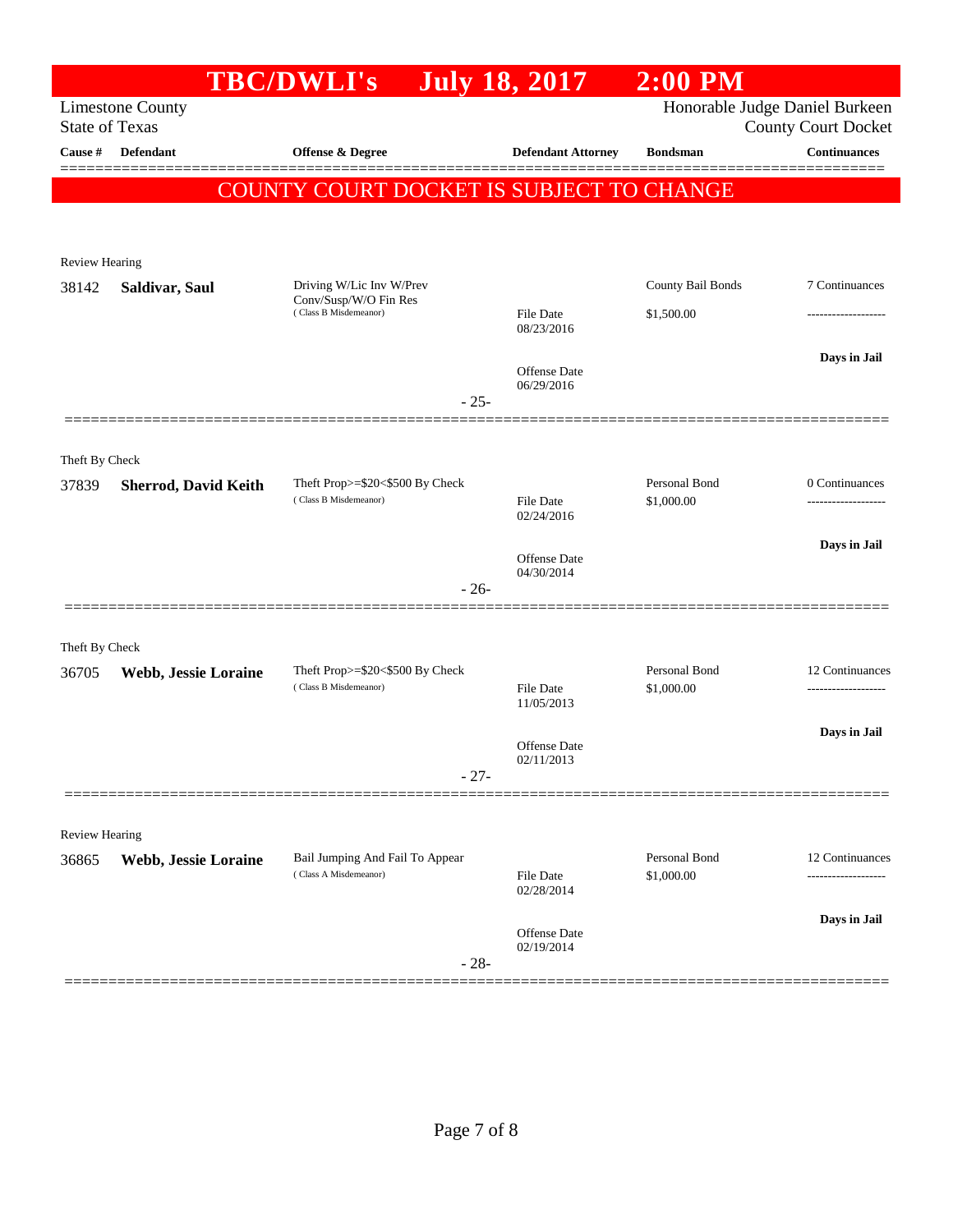# TBC/DWLI's July 18, 2017 2:00 PM

Limestone County
State of Texas

Honorable Judge Daniel Burkeen
County Court Docket

| Cause # | Defendant | Offense & Degree | Defendant Attorney | Bondsman | Continuances |
|---|---|---|---|---|---|

**COUNTY COURT DOCKET IS SUBJECT TO CHANGE**

---

Review Hearing

| Cause # | Defendant | Offense & Degree | Defendant Attorney | Bondsman | Continuances |
|---|---|---|---|---|---|
| 38142 | **Saldivar, Saul** | Driving W/Lic Inv W/Prev Conv/Susp/W/O Fin Res (Class B Misdemeanor) | File Date 08/23/2016<br>Offense Date 06/29/2016 | County Bail Bonds<br>$1,500.00 | 7 Continuances<br>-------------------<br>**Days in Jail** |

- 25-

---

Theft By Check

| Cause # | Defendant | Offense & Degree | Defendant Attorney | Bondsman | Continuances |
|---|---|---|---|---|---|
| 37839 | **Sherrod, David Keith** | Theft Prop>=$20<$500 By Check (Class B Misdemeanor) | File Date 02/24/2016<br>Offense Date 04/30/2014 | Personal Bond<br>$1,000.00 | 0 Continuances<br>-------------------<br>**Days in Jail** |

- 26-

---

Theft By Check

| Cause # | Defendant | Offense & Degree | Defendant Attorney | Bondsman | Continuances |
|---|---|---|---|---|---|
| 36705 | **Webb, Jessie Loraine** | Theft Prop>=$20<$500 By Check (Class B Misdemeanor) | File Date 11/05/2013<br>Offense Date 02/11/2013 | Personal Bond<br>$1,000.00 | 12 Continuances<br>-------------------<br>**Days in Jail** |

- 27-

---

Review Hearing

| Cause # | Defendant | Offense & Degree | Defendant Attorney | Bondsman | Continuances |
|---|---|---|---|---|---|
| 36865 | **Webb, Jessie Loraine** | Bail Jumping And Fail To Appear (Class A Misdemeanor) | File Date 02/28/2014<br>Offense Date 02/19/2014 | Personal Bond<br>$1,000.00 | 12 Continuances<br>-------------------<br>**Days in Jail** |

- 28-

---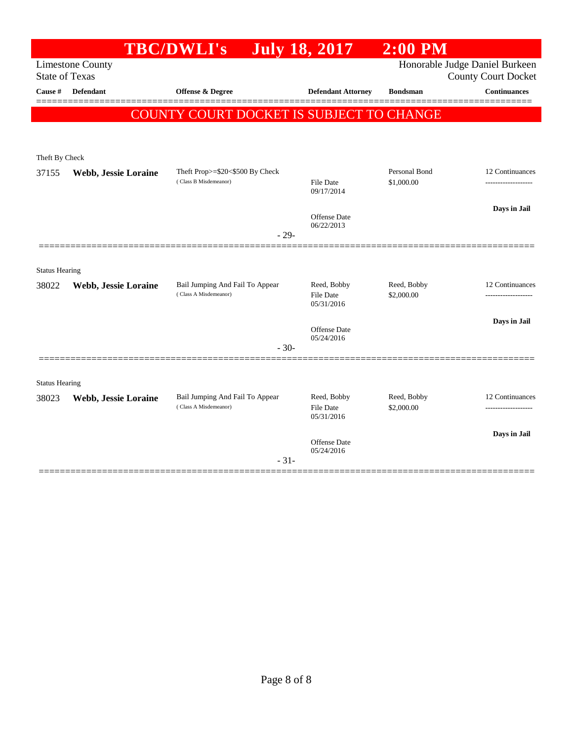# TBC/DWLI's July 18, 2017 2:00 PM

Limestone County
State of Texas

Honorable Judge Daniel Burkeen
County Court Docket

| Cause # | Defendant | Offense & Degree | Defendant Attorney | Bondsman | Continuances |
|---|---|---|---|---|---|

## COUNTY COURT DOCKET IS SUBJECT TO CHANGE

Theft By Check

| Cause # | Defendant | Offense & Degree | Defendant Attorney | Bondsman | Continuances |
|---|---|---|---|---|---|
| 37155 | **Webb, Jessie Loraine** | Theft Prop>=$20<$500 By Check (Class B Misdemeanor) | File Date 09/17/2014<br>Offense Date 06/22/2013 | Personal Bond $1,000.00 | 12 Continuances<br>**Days in Jail** |

- 29-

Status Hearing

| Cause # | Defendant | Offense & Degree | Defendant Attorney | Bondsman | Continuances |
|---|---|---|---|---|---|
| 38022 | **Webb, Jessie Loraine** | Bail Jumping And Fail To Appear (Class A Misdemeanor) | Reed, Bobby<br>File Date 05/31/2016<br>Offense Date 05/24/2016 | Reed, Bobby $2,000.00 | 12 Continuances<br>**Days in Jail** |

- 30-

Status Hearing

| Cause # | Defendant | Offense & Degree | Defendant Attorney | Bondsman | Continuances |
|---|---|---|---|---|---|
| 38023 | **Webb, Jessie Loraine** | Bail Jumping And Fail To Appear (Class A Misdemeanor) | Reed, Bobby<br>File Date 05/31/2016<br>Offense Date 05/24/2016 | Reed, Bobby $2,000.00 | 12 Continuances<br>**Days in Jail** |

- 31-